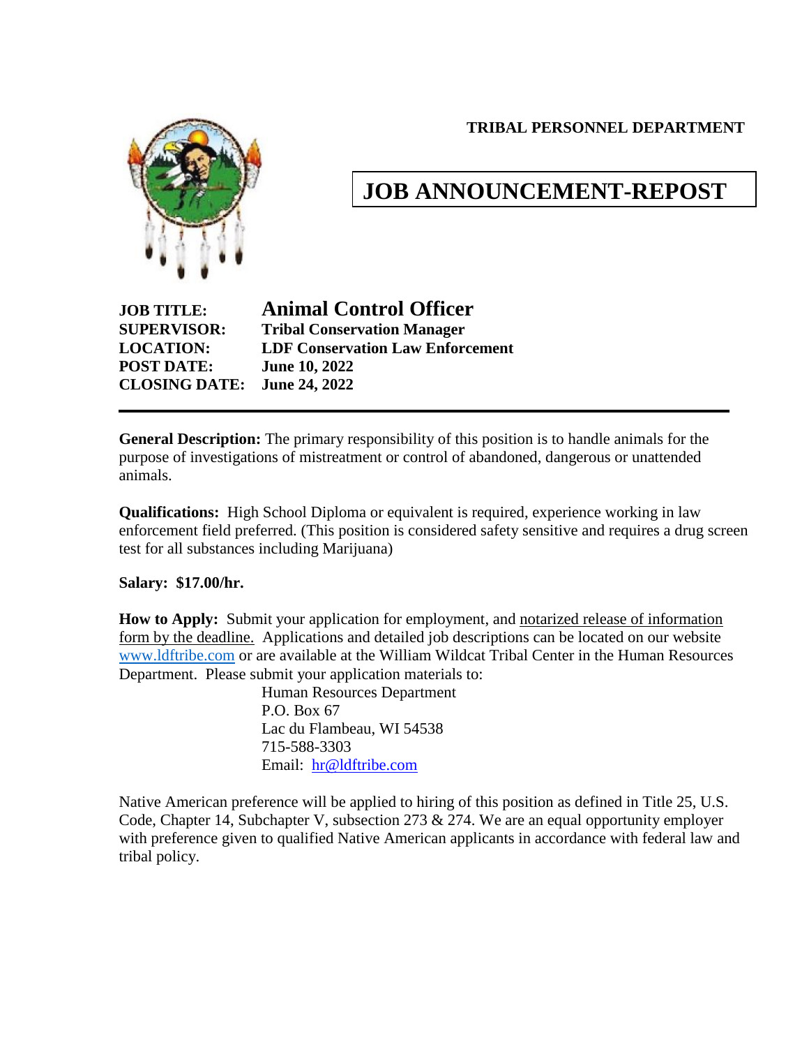**TRIBAL PERSONNEL DEPARTMENT**

# JOB ANNOUNCEMENT-REPOST

**JOB TITLE:** **Animal Control Officer**
**SUPERVISOR:** **Tribal Conservation Manager**
**LOCATION:** **LDF Conservation Law Enforcement**
**POST DATE:** **June 10, 2022**
**CLOSING DATE:** **June 24, 2022**

---

**General Description:** The primary responsibility of this position is to handle animals for the purpose of investigations of mistreatment or control of abandoned, dangerous or unattended animals.

**Qualifications:** High School Diploma or equivalent is required, experience working in law enforcement field preferred. (This position is considered safety sensitive and requires a drug screen test for all substances including Marijuana)

**Salary: $17.00/hr.**

**How to Apply:** Submit your application for employment, and notarized release of information form by the deadline. Applications and detailed job descriptions can be located on our website www.ldftribe.com or are available at the William Wildcat Tribal Center in the Human Resources Department. Please submit your application materials to:

Human Resources Department
P.O. Box 67
Lac du Flambeau, WI 54538
715-588-3303
Email: hr@ldftribe.com

Native American preference will be applied to hiring of this position as defined in Title 25, U.S. Code, Chapter 14, Subchapter V, subsection 273 & 274. We are an equal opportunity employer with preference given to qualified Native American applicants in accordance with federal law and tribal policy.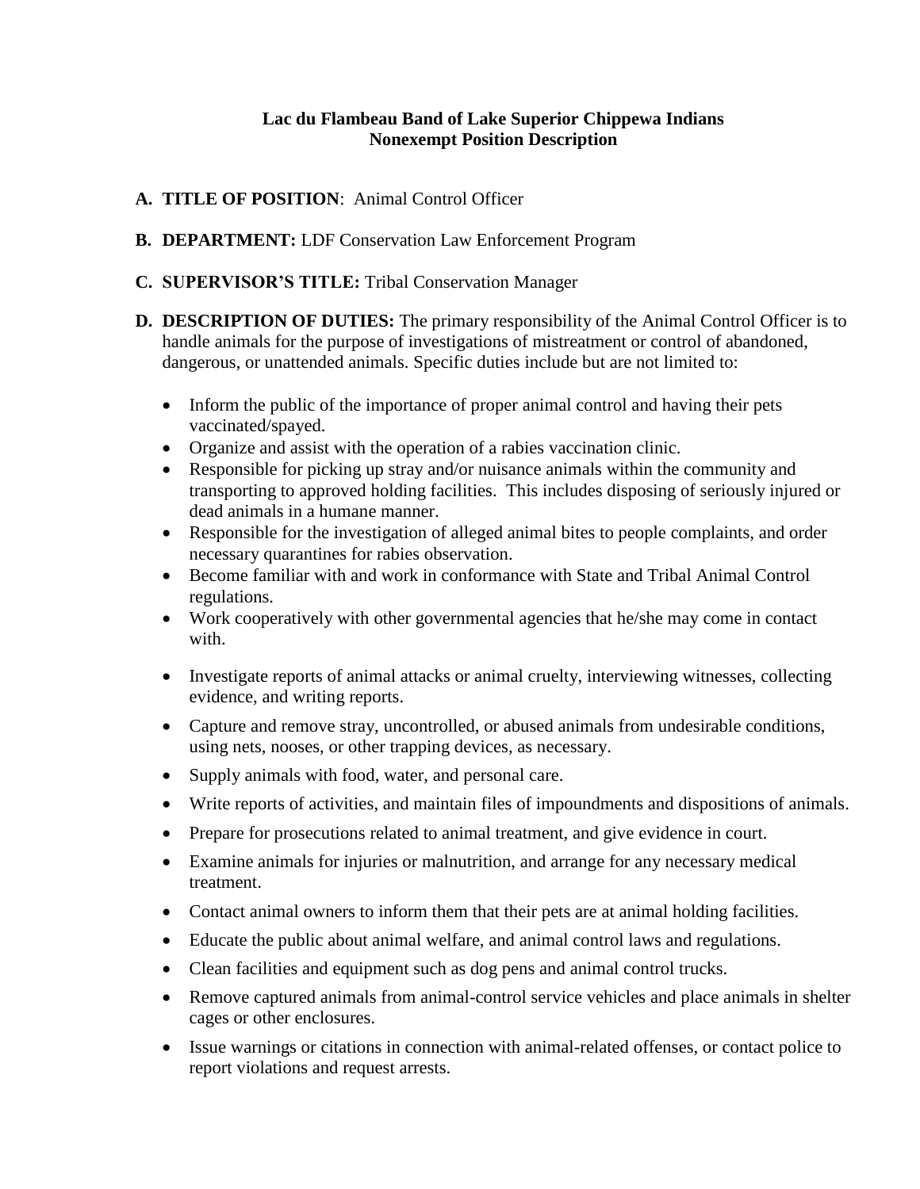**Lac du Flambeau Band of Lake Superior Chippewa Indians**
**Nonexempt Position Description**

**A. TITLE OF POSITION**: Animal Control Officer

**B. DEPARTMENT:** LDF Conservation Law Enforcement Program

**C. SUPERVISOR'S TITLE:** Tribal Conservation Manager

**D. DESCRIPTION OF DUTIES:** The primary responsibility of the Animal Control Officer is to handle animals for the purpose of investigations of mistreatment or control of abandoned, dangerous, or unattended animals. Specific duties include but are not limited to:

- Inform the public of the importance of proper animal control and having their pets vaccinated/spayed.
- Organize and assist with the operation of a rabies vaccination clinic.
- Responsible for picking up stray and/or nuisance animals within the community and transporting to approved holding facilities. This includes disposing of seriously injured or dead animals in a humane manner.
- Responsible for the investigation of alleged animal bites to people complaints, and order necessary quarantines for rabies observation.
- Become familiar with and work in conformance with State and Tribal Animal Control regulations.
- Work cooperatively with other governmental agencies that he/she may come in contact with.
- Investigate reports of animal attacks or animal cruelty, interviewing witnesses, collecting evidence, and writing reports.
- Capture and remove stray, uncontrolled, or abused animals from undesirable conditions, using nets, nooses, or other trapping devices, as necessary.
- Supply animals with food, water, and personal care.
- Write reports of activities, and maintain files of impoundments and dispositions of animals.
- Prepare for prosecutions related to animal treatment, and give evidence in court.
- Examine animals for injuries or malnutrition, and arrange for any necessary medical treatment.
- Contact animal owners to inform them that their pets are at animal holding facilities.
- Educate the public about animal welfare, and animal control laws and regulations.
- Clean facilities and equipment such as dog pens and animal control trucks.
- Remove captured animals from animal-control service vehicles and place animals in shelter cages or other enclosures.
- Issue warnings or citations in connection with animal-related offenses, or contact police to report violations and request arrests.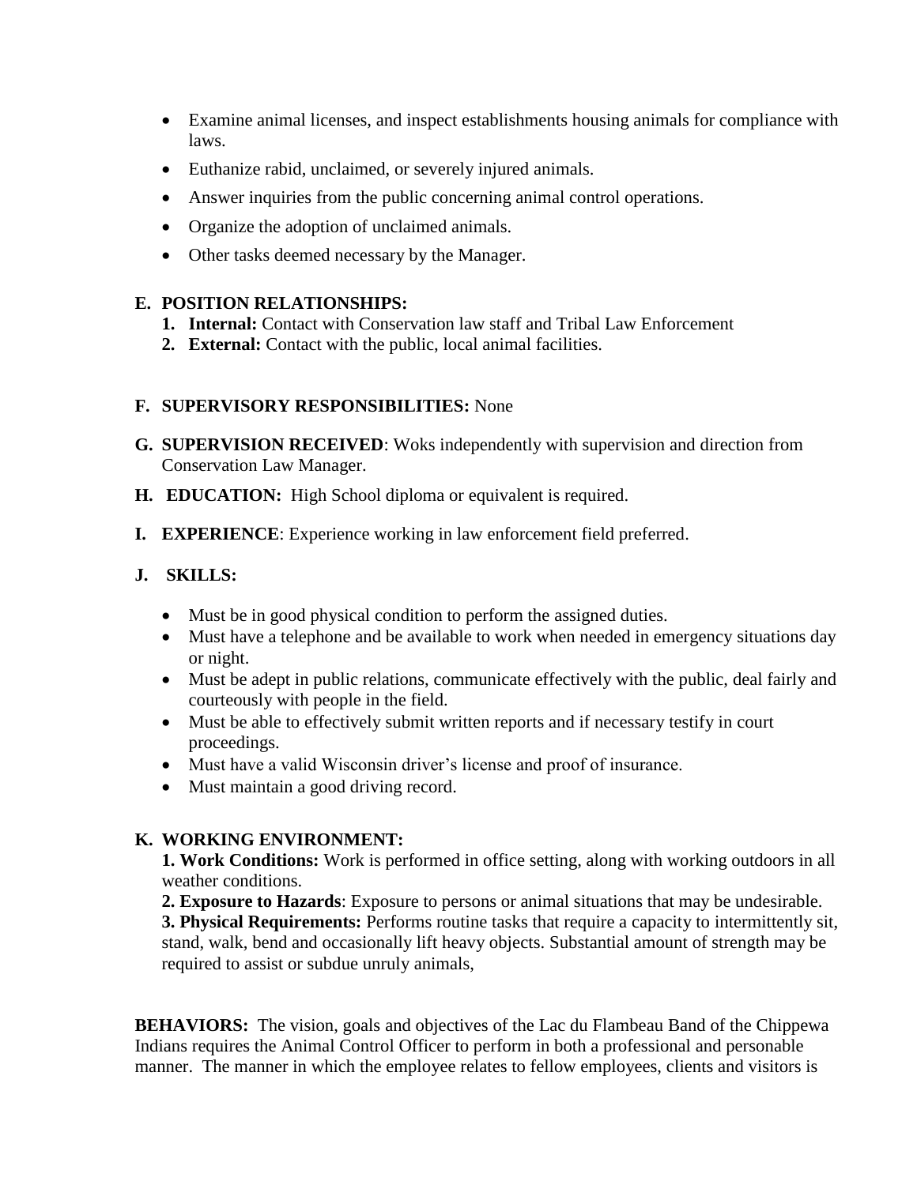- Examine animal licenses, and inspect establishments housing animals for compliance with laws.
- Euthanize rabid, unclaimed, or severely injured animals.
- Answer inquiries from the public concerning animal control operations.
- Organize the adoption of unclaimed animals.
- Other tasks deemed necessary by the Manager.

**E. POSITION RELATIONSHIPS:**

1. **Internal:** Contact with Conservation law staff and Tribal Law Enforcement
2. **External:** Contact with the public, local animal facilities.

**F. SUPERVISORY RESPONSIBILITIES:** None

**G. SUPERVISION RECEIVED**: Woks independently with supervision and direction from Conservation Law Manager.

**H. EDUCATION:** High School diploma or equivalent is required.

**I. EXPERIENCE**: Experience working in law enforcement field preferred.

**J. SKILLS:**

- Must be in good physical condition to perform the assigned duties.
- Must have a telephone and be available to work when needed in emergency situations day or night.
- Must be adept in public relations, communicate effectively with the public, deal fairly and courteously with people in the field.
- Must be able to effectively submit written reports and if necessary testify in court proceedings.
- Must have a valid Wisconsin driver's license and proof of insurance.
- Must maintain a good driving record.

**K. WORKING ENVIRONMENT:**

**1. Work Conditions:** Work is performed in office setting, along with working outdoors in all weather conditions.

**2. Exposure to Hazards**: Exposure to persons or animal situations that may be undesirable.

**3. Physical Requirements:** Performs routine tasks that require a capacity to intermittently sit, stand, walk, bend and occasionally lift heavy objects. Substantial amount of strength may be required to assist or subdue unruly animals,

**BEHAVIORS:** The vision, goals and objectives of the Lac du Flambeau Band of the Chippewa Indians requires the Animal Control Officer to perform in both a professional and personable manner. The manner in which the employee relates to fellow employees, clients and visitors is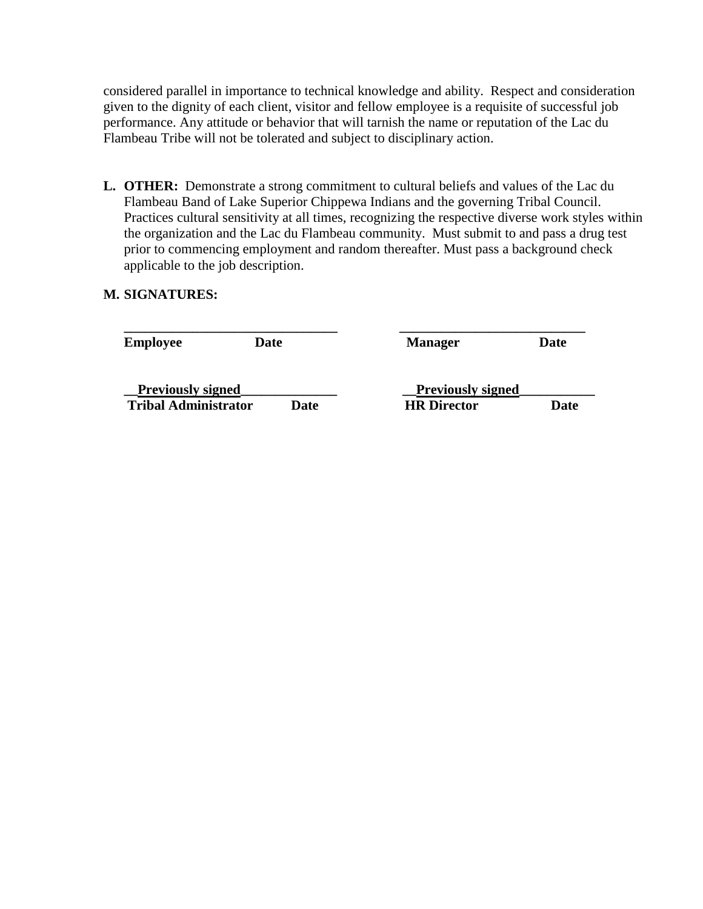considered parallel in importance to technical knowledge and ability. Respect and consideration given to the dignity of each client, visitor and fellow employee is a requisite of successful job performance. Any attitude or behavior that will tarnish the name or reputation of the Lac du Flambeau Tribe will not be tolerated and subject to disciplinary action.

**L. OTHER:** Demonstrate a strong commitment to cultural beliefs and values of the Lac du Flambeau Band of Lake Superior Chippewa Indians and the governing Tribal Council. Practices cultural sensitivity at all times, recognizing the respective diverse work styles within the organization and the Lac du Flambeau community. Must submit to and pass a drug test prior to commencing employment and random thereafter. Must pass a background check applicable to the job description.

**M. SIGNATURES:**

| | |
|---|---|
| ______________________________ | ______________________________ |
| **Employee Date** | **Manager Date** |
| __**Previously signed**______________ | __**Previously signed**___________ |
| **Tribal Administrator Date** | **HR Director Date** |